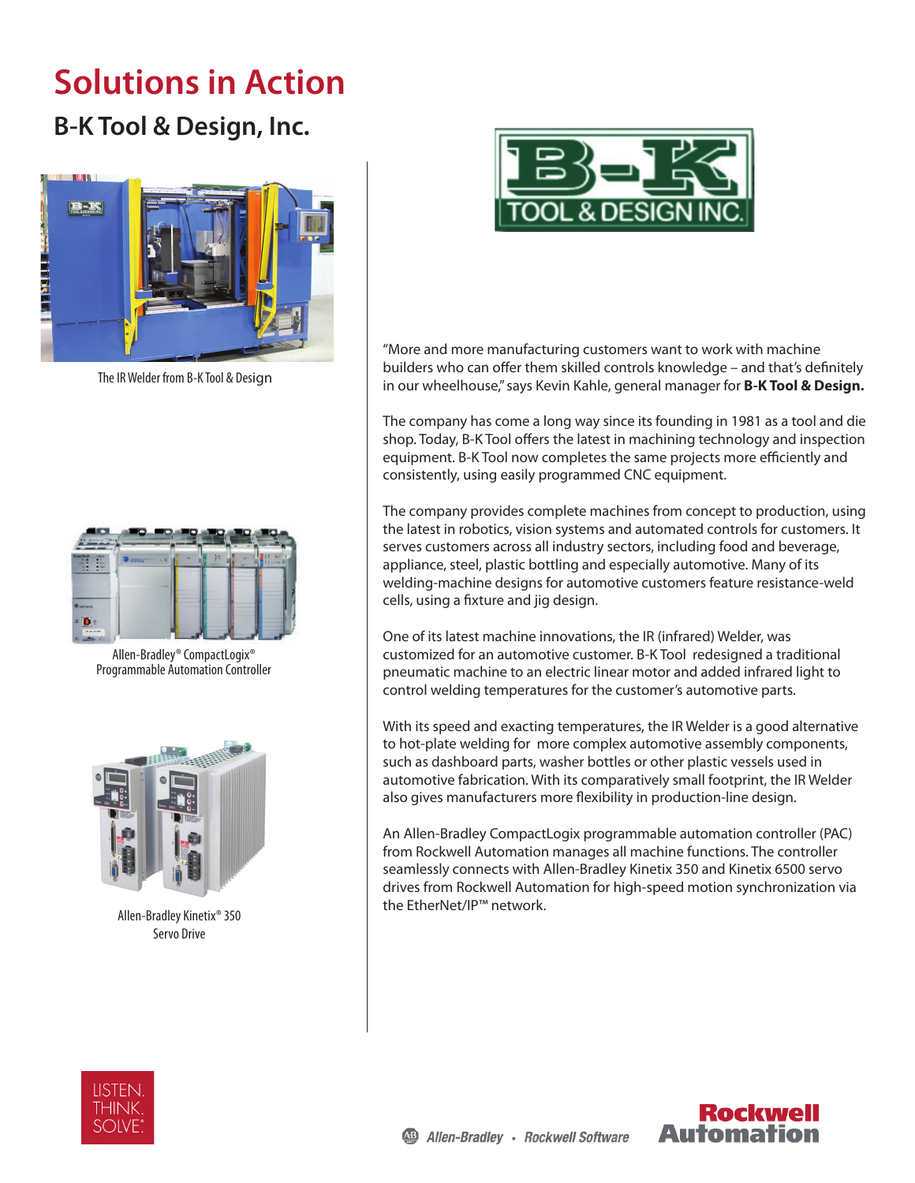# Solutions in Action

## B-K Tool & Design, Inc.

The IR Welder from B-K Tool & Design

Allen-Bradley® CompactLogix® Programmable Automation Controller

Allen-Bradley Kinetix® 350 Servo Drive

"More and more manufacturing customers want to work with machine builders who can offer them skilled controls knowledge – and that's definitely in our wheelhouse," says Kevin Kahle, general manager for **B-K Tool & Design.**

The company has come a long way since its founding in 1981 as a tool and die shop. Today, B-K Tool offers the latest in machining technology and inspection equipment. B-K Tool now completes the same projects more efficiently and consistently, using easily programmed CNC equipment.

The company provides complete machines from concept to production, using the latest in robotics, vision systems and automated controls for customers. It serves customers across all industry sectors, including food and beverage, appliance, steel, plastic bottling and especially automotive. Many of its welding-machine designs for automotive customers feature resistance-weld cells, using a fixture and jig design.

One of its latest machine innovations, the IR (infrared) Welder, was customized for an automotive customer. B-K Tool redesigned a traditional pneumatic machine to an electric linear motor and added infrared light to control welding temperatures for the customer's automotive parts.

With its speed and exacting temperatures, the IR Welder is a good alternative to hot-plate welding for more complex automotive assembly components, such as dashboard parts, washer bottles or other plastic vessels used in automotive fabrication. With its comparatively small footprint, the IR Welder also gives manufacturers more flexibility in production-line design.

An Allen-Bradley CompactLogix programmable automation controller (PAC) from Rockwell Automation manages all machine functions. The controller seamlessly connects with Allen-Bradley Kinetix 350 and Kinetix 6500 servo drives from Rockwell Automation for high-speed motion synchronization via the EtherNet/IP™ network.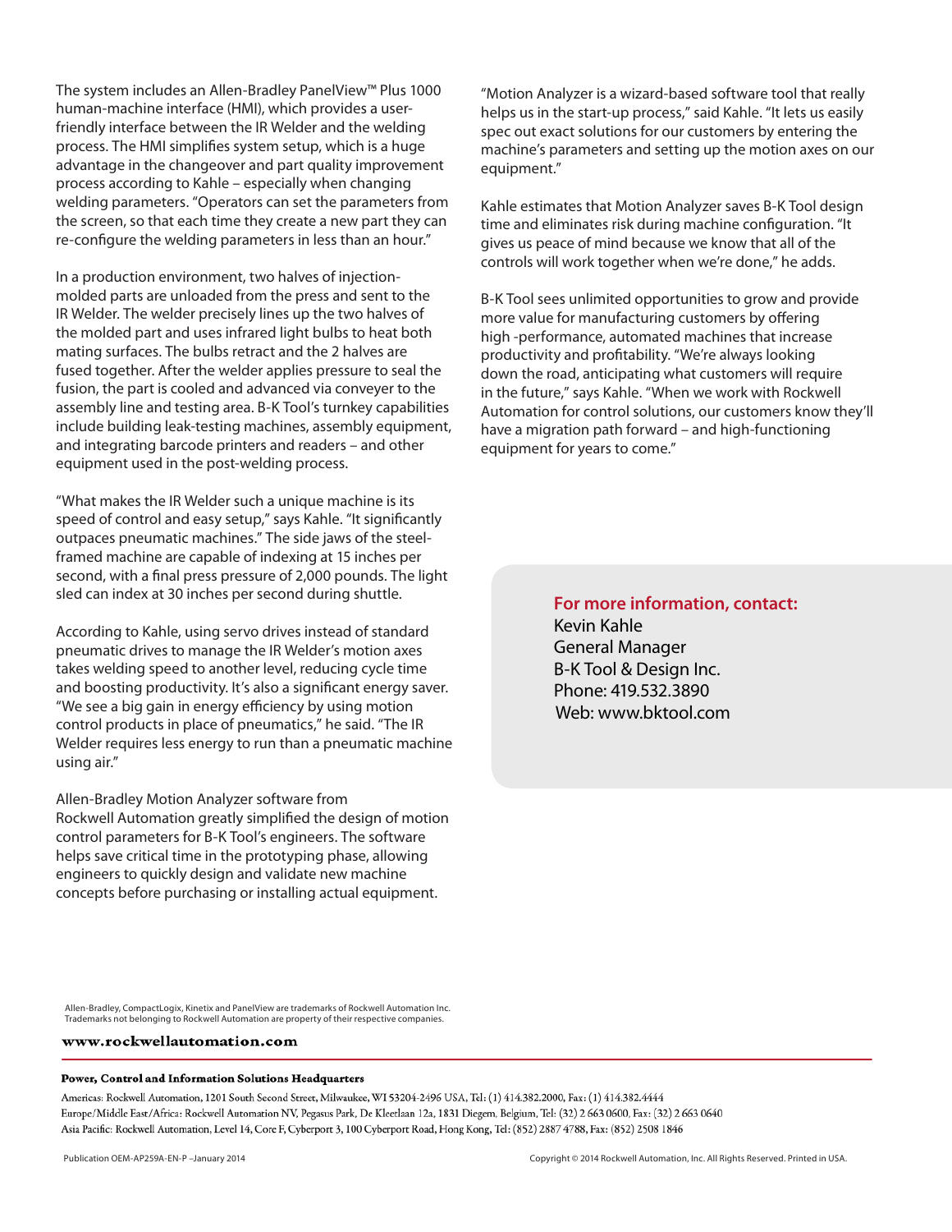The system includes an Allen-Bradley PanelView™ Plus 1000 human-machine interface (HMI), which provides a user-friendly interface between the IR Welder and the welding process. The HMI simplifies system setup, which is a huge advantage in the changeover and part quality improvement process according to Kahle – especially when changing welding parameters. "Operators can set the parameters from the screen, so that each time they create a new part they can re-configure the welding parameters in less than an hour."

In a production environment, two halves of injection-molded parts are unloaded from the press and sent to the IR Welder. The welder precisely lines up the two halves of the molded part and uses infrared light bulbs to heat both mating surfaces. The bulbs retract and the 2 halves are fused together. After the welder applies pressure to seal the fusion, the part is cooled and advanced via conveyer to the assembly line and testing area. B-K Tool's turnkey capabilities include building leak-testing machines, assembly equipment, and integrating barcode printers and readers – and other equipment used in the post-welding process.

"What makes the IR Welder such a unique machine is its speed of control and easy setup," says Kahle. "It significantly outpaces pneumatic machines." The side jaws of the steel-framed machine are capable of indexing at 15 inches per second, with a final press pressure of 2,000 pounds. The light sled can index at 30 inches per second during shuttle.

According to Kahle, using servo drives instead of standard pneumatic drives to manage the IR Welder's motion axes takes welding speed to another level, reducing cycle time and boosting productivity. It's also a significant energy saver. "We see a big gain in energy efficiency by using motion control products in place of pneumatics," he said. "The IR Welder requires less energy to run than a pneumatic machine using air."

Allen-Bradley Motion Analyzer software from Rockwell Automation greatly simplified the design of motion control parameters for B-K Tool's engineers. The software helps save critical time in the prototyping phase, allowing engineers to quickly design and validate new machine concepts before purchasing or installing actual equipment.

"Motion Analyzer is a wizard-based software tool that really helps us in the start-up process," said Kahle. "It lets us easily spec out exact solutions for our customers by entering the machine's parameters and setting up the motion axes on our equipment."

Kahle estimates that Motion Analyzer saves B-K Tool design time and eliminates risk during machine configuration. "It gives us peace of mind because we know that all of the controls will work together when we're done," he adds.

B-K Tool sees unlimited opportunities to grow and provide more value for manufacturing customers by offering high -performance, automated machines that increase productivity and profitability. "We're always looking down the road, anticipating what customers will require in the future," says Kahle. "When we work with Rockwell Automation for control solutions, our customers know they'll have a migration path forward – and high-functioning equipment for years to come."

**For more information, contact:**
Kevin Kahle
General Manager
B-K Tool & Design Inc.
Phone: 419.532.3890
Web: www.bktool.com

Allen-Bradley, CompactLogix, Kinetix and PanelView are trademarks of Rockwell Automation Inc.
Trademarks not belonging to Rockwell Automation are property of their respective companies.

**www.rockwellautomation.com**

**Power, Control and Information Solutions Headquarters**

Americas: Rockwell Automation, 1201 South Second Street, Milwaukee, WI 53204-2496 USA, Tel: (1) 414.382.2000, Fax: (1) 414.382.4444
Europe/Middle East/Africa: Rockwell Automation NV, Pegasus Park, De Kleetlaan 12a, 1831 Diegem, Belgium, Tel: (32) 2 663 0600, Fax: (32) 2 663 0640
Asia Pacific: Rockwell Automation, Level 14, Core F, Cyberport 3, 100 Cyberport Road, Hong Kong, Tel: (852) 2887 4788, Fax: (852) 2508 1846

Publication OEM-AP259A-EN-P –January 2014

Copyright © 2014 Rockwell Automation, Inc. All Rights Reserved. Printed in USA.